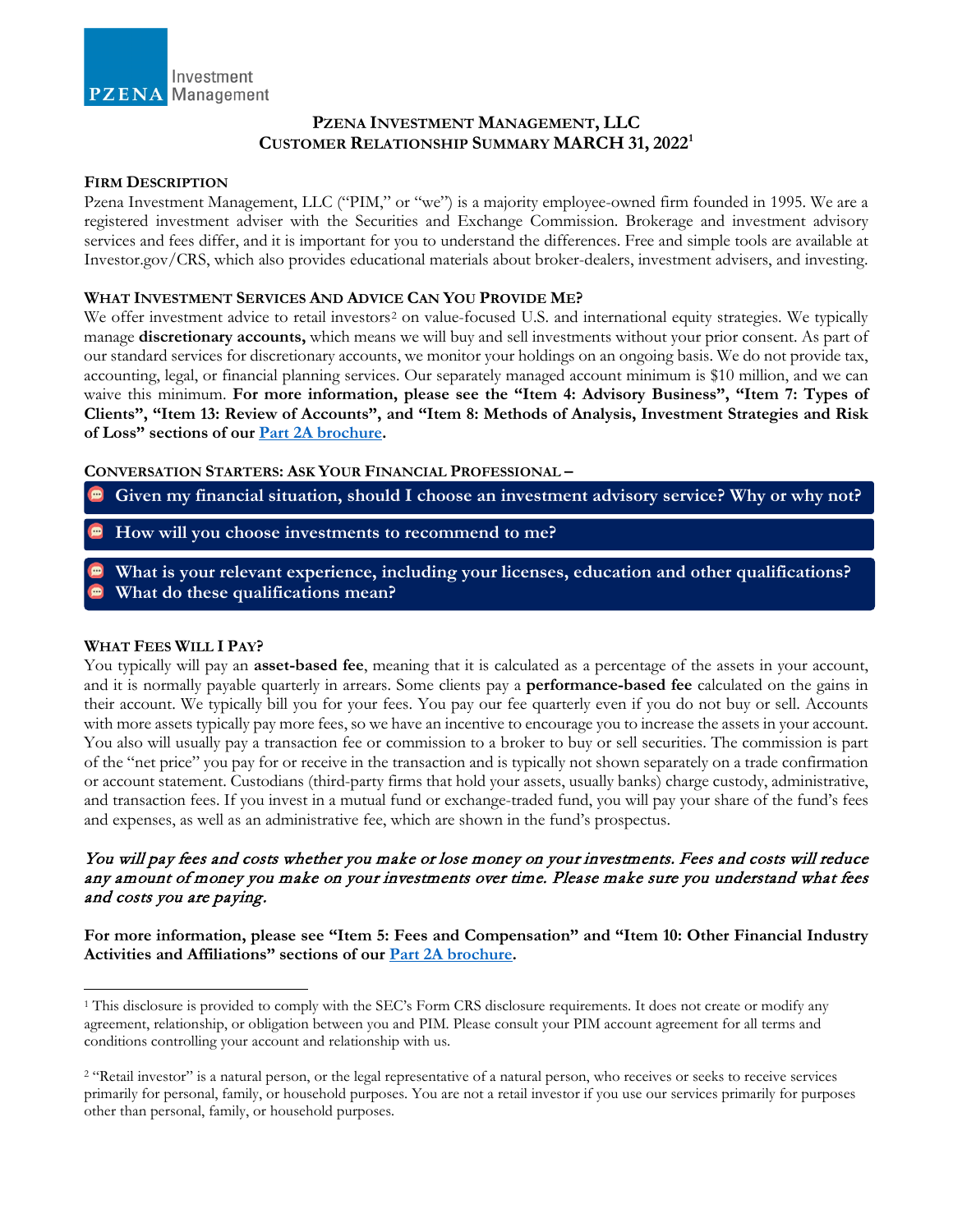# Pzena Investment Management, LLC
## Customer Relationship Summary March 31, 2022[1]

### Firm Description

Pzena Investment Management, LLC ("PIM," or "we") is a majority employee-owned firm founded in 1995. We are a registered investment adviser with the Securities and Exchange Commission. Brokerage and investment advisory services and fees differ, and it is important for you to understand the differences. Free and simple tools are available at Investor.gov/CRS, which also provides educational materials about broker-dealers, investment advisers, and investing.

### What Investment Services And Advice Can You Provide Me?

We offer investment advice to retail investors[2] on value-focused U.S. and international equity strategies. We typically manage **discretionary accounts,** which means we will buy and sell investments without your prior consent. As part of our standard services for discretionary accounts, we monitor your holdings on an ongoing basis. We do not provide tax, accounting, legal, or financial planning services. Our separately managed account minimum is $10 million, and we can waive this minimum. **For more information, please see the "Item 4: Advisory Business", "Item 7: Types of Clients", "Item 13: Review of Accounts", and "Item 8: Methods of Analysis, Investment Strategies and Risk of Loss" sections of our [Part 2A brochure](#).**

### Conversation Starters: Ask Your Financial Professional –

- **Given my financial situation, should I choose an investment advisory service? Why or why not?**
- **How will you choose investments to recommend to me?**
- **What is your relevant experience, including your licenses, education and other qualifications?**
- **What do these qualifications mean?**

### What Fees Will I Pay?

You typically will pay an **asset-based fee**, meaning that it is calculated as a percentage of the assets in your account, and it is normally payable quarterly in arrears. Some clients pay a **performance-based fee** calculated on the gains in their account. We typically bill you for your fees. You pay our fee quarterly even if you do not buy or sell. Accounts with more assets typically pay more fees, so we have an incentive to encourage you to increase the assets in your account. You also will usually pay a transaction fee or commission to a broker to buy or sell securities. The commission is part of the "net price" you pay for or receive in the transaction and is typically not shown separately on a trade confirmation or account statement. Custodians (third-party firms that hold your assets, usually banks) charge custody, administrative, and transaction fees. If you invest in a mutual fund or exchange-traded fund, you will pay your share of the fund's fees and expenses, as well as an administrative fee, which are shown in the fund's prospectus.

*You will pay fees and costs whether you make or lose money on your investments. Fees and costs will reduce any amount of money you make on your investments over time. Please make sure you understand what fees and costs you are paying.*

**For more information, please see "Item 5: Fees and Compensation" and "Item 10: Other Financial Industry Activities and Affiliations" sections of our [Part 2A brochure](#).**

---

[1] This disclosure is provided to comply with the SEC's Form CRS disclosure requirements. It does not create or modify any agreement, relationship, or obligation between you and PIM. Please consult your PIM account agreement for all terms and conditions controlling your account and relationship with us.

[2] "Retail investor" is a natural person, or the legal representative of a natural person, who receives or seeks to receive services primarily for personal, family, or household purposes. You are not a retail investor if you use our services primarily for purposes other than personal, family, or household purposes.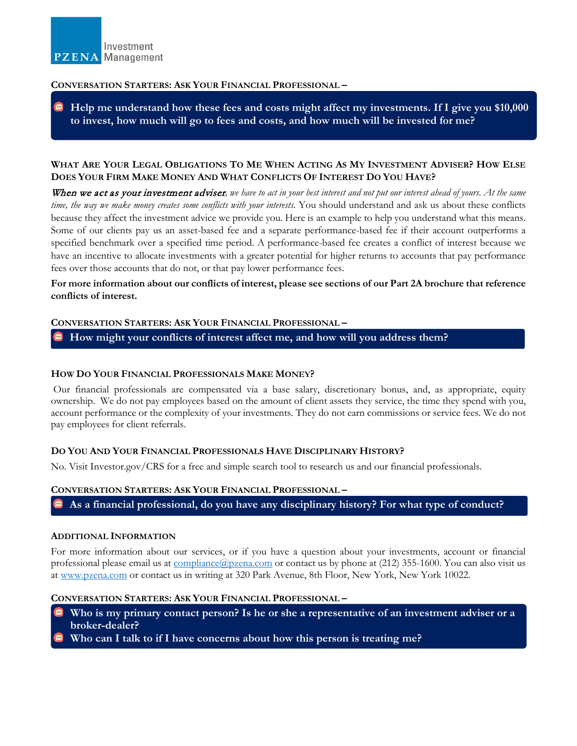**Conversation Starters: Ask Your Financial Professional –**

- **Help me understand how these fees and costs might affect my investments. If I give you $10,000 to invest, how much will go to fees and costs, and how much will be invested for me?**

### What Are Your Legal Obligations To Me When Acting As My Investment Adviser? How Else Does Your Firm Make Money And What Conflicts Of Interest Do You Have?

*When we act as your investment adviser, we have to act in your best interest and not put our interest ahead of yours. At the same time, the way we make money creates some conflicts with your interests.* You should understand and ask us about these conflicts because they affect the investment advice we provide you. Here is an example to help you understand what this means. Some of our clients pay us an asset-based fee and a separate performance-based fee if their account outperforms a specified benchmark over a specified time period. A performance-based fee creates a conflict of interest because we have an incentive to allocate investments with a greater potential for higher returns to accounts that pay performance fees over those accounts that do not, or that pay lower performance fees.

**For more information about our conflicts of interest, please see sections of our Part 2A brochure that reference conflicts of interest.**

**Conversation Starters: Ask Your Financial Professional –**

- **How might your conflicts of interest affect me, and how will you address them?**

### How Do Your Financial Professionals Make Money?

Our financial professionals are compensated via a base salary, discretionary bonus, and, as appropriate, equity ownership. We do not pay employees based on the amount of client assets they service, the time they spend with you, account performance or the complexity of your investments. They do not earn commissions or service fees. We do not pay employees for client referrals.

### Do You And Your Financial Professionals Have Disciplinary History?

No. Visit Investor.gov/CRS for a free and simple search tool to research us and our financial professionals.

**Conversation Starters: Ask Your Financial Professional –**

- **As a financial professional, do you have any disciplinary history? For what type of conduct?**

### Additional Information

For more information about our services, or if you have a question about your investments, account or financial professional please email us at compliance@pzena.com or contact us by phone at (212) 355-1600. You can also visit us at www.pzena.com or contact us in writing at 320 Park Avenue, 8th Floor, New York, New York 10022.

**Conversation Starters: Ask Your Financial Professional –**

- **Who is my primary contact person? Is he or she a representative of an investment adviser or a broker-dealer?**
- **Who can I talk to if I have concerns about how this person is treating me?**